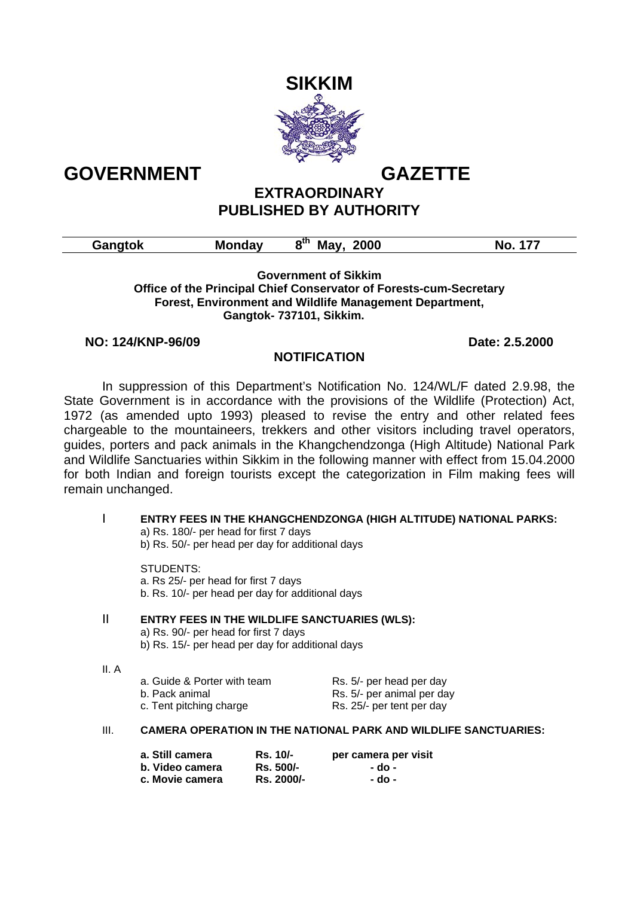# SIKKIM

# GOVERNMENT GAZETTE

## EXTRAORDINARY
## PUBLISHED BY AUTHORITY

| Gangtok | Monday | 8th May, 2000 | No. 177 |
|---|---|---|---|

**Government of Sikkim**
**Office of the Principal Chief Conservator of Forests-cum-Secretary**
**Forest, Environment and Wildlife Management Department,**
**Gangtok- 737101, Sikkim.**

**NO: 124/KNP-96/09** **Date: 2.5.2000**

### NOTIFICATION

In suppression of this Department's Notification No. 124/WL/F dated 2.9.98, the State Government is in accordance with the provisions of the Wildlife (Protection) Act, 1972 (as amended upto 1993) pleased to revise the entry and other related fees chargeable to the mountaineers, trekkers and other visitors including travel operators, guides, porters and pack animals in the Khangchendzonga (High Altitude) National Park and Wildlife Sanctuaries within Sikkim in the following manner with effect from 15.04.2000 for both Indian and foreign tourists except the categorization in Film making fees will remain unchanged.

I **ENTRY FEES IN THE KHANGCHENDZONGA (HIGH ALTITUDE) NATIONAL PARKS:**

a) Rs. 180/- per head for first 7 days
b) Rs. 50/- per head per day for additional days

STUDENTS:
a. Rs 25/- per head for first 7 days
b. Rs. 10/- per head per day for additional days

II **ENTRY FEES IN THE WILDLIFE SANCTUARIES (WLS):**

a) Rs. 90/- per head for first 7 days
b) Rs. 15/- per head per day for additional days

II. A

| | |
|---|---|
| a. Guide & Porter with team | Rs. 5/- per head per day |
| b. Pack animal | Rs. 5/- per animal per day |
| c. Tent pitching charge | Rs. 25/- per tent per day |

III. **CAMERA OPERATION IN THE NATIONAL PARK AND WILDLIFE SANCTUARIES:**

| | | |
|---|---|---|
| **a. Still camera** | **Rs. 10/-** | **per camera per visit** |
| **b. Video camera** | **Rs. 500/-** | **- do -** |
| **c. Movie camera** | **Rs. 2000/-** | **- do -** |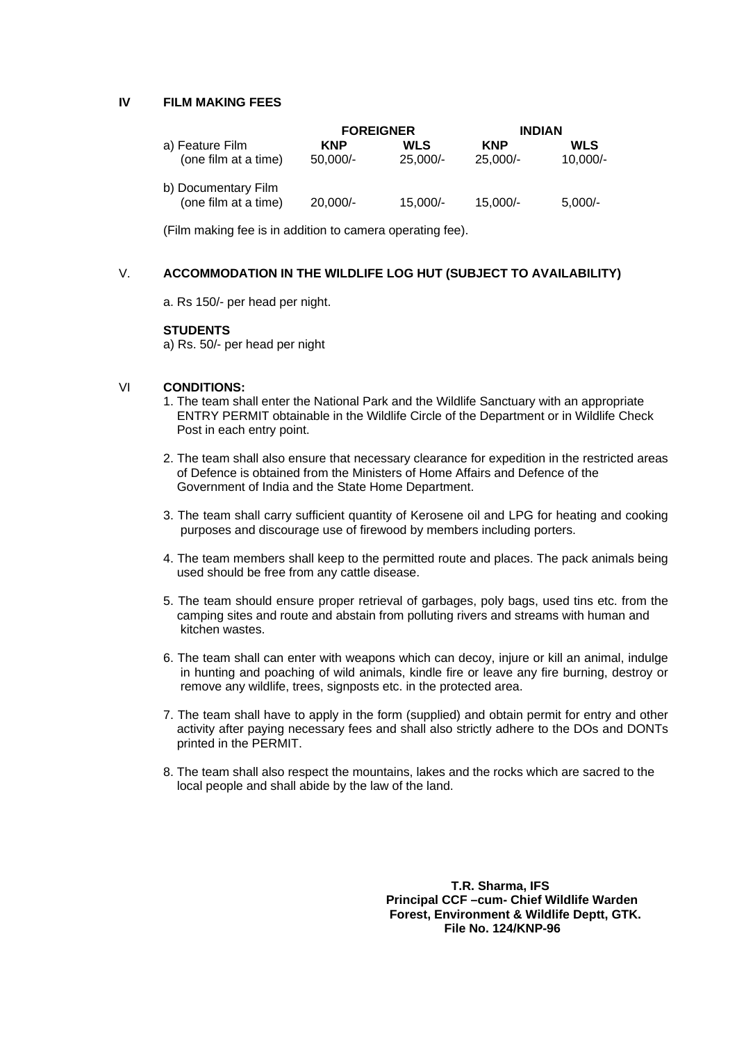## IV FILM MAKING FEES

| | FOREIGNER | | INDIAN | |
|---|---|---|---|---|
| | KNP | WLS | KNP | WLS |
| a) Feature Film (one film at a time) | 50,000/- | 25,000/- | 25,000/- | 10,000/- |
| b) Documentary Film (one film at a time) | 20,000/- | 15,000/- | 15,000/- | 5,000/- |

(Film making fee is in addition to camera operating fee).

## V. ACCOMMODATION IN THE WILDLIFE LOG HUT (SUBJECT TO AVAILABILITY)

a. Rs 150/- per head per night.

**STUDENTS**

a) Rs. 50/- per head per night

## VI CONDITIONS:

1. The team shall enter the National Park and the Wildlife Sanctuary with an appropriate ENTRY PERMIT obtainable in the Wildlife Circle of the Department or in Wildlife Check Post in each entry point.

2. The team shall also ensure that necessary clearance for expedition in the restricted areas of Defence is obtained from the Ministers of Home Affairs and Defence of the Government of India and the State Home Department.

3. The team shall carry sufficient quantity of Kerosene oil and LPG for heating and cooking purposes and discourage use of firewood by members including porters.

4. The team members shall keep to the permitted route and places. The pack animals being used should be free from any cattle disease.

5. The team should ensure proper retrieval of garbages, poly bags, used tins etc. from the camping sites and route and abstain from polluting rivers and streams with human and kitchen wastes.

6. The team shall can enter with weapons which can decoy, injure or kill an animal, indulge in hunting and poaching of wild animals, kindle fire or leave any fire burning, destroy or remove any wildlife, trees, signposts etc. in the protected area.

7. The team shall have to apply in the form (supplied) and obtain permit for entry and other activity after paying necessary fees and shall also strictly adhere to the DOs and DONTs printed in the PERMIT.

8. The team shall also respect the mountains, lakes and the rocks which are sacred to the local people and shall abide by the law of the land.

**T.R. Sharma, IFS**
**Principal CCF –cum- Chief Wildlife Warden**
**Forest, Environment & Wildlife Deptt, GTK.**
**File No. 124/KNP-96**